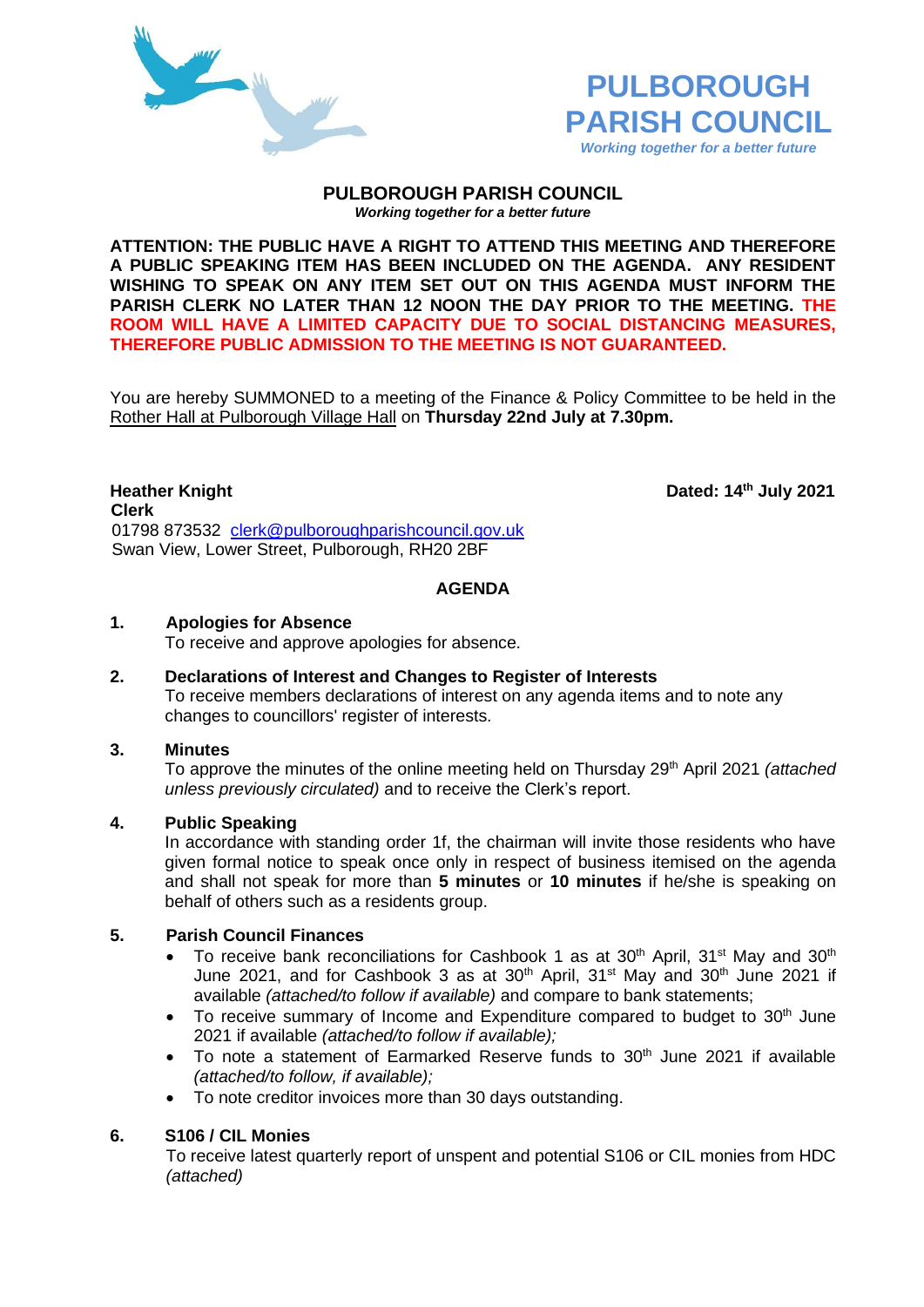# PULBOROUGH PARISH COUNCIL

*Working together for a better future*

## PULBOROUGH PARISH COUNCIL

***Working together for a better future***

**ATTENTION: THE PUBLIC HAVE A RIGHT TO ATTEND THIS MEETING AND THEREFORE A PUBLIC SPEAKING ITEM HAS BEEN INCLUDED ON THE AGENDA. ANY RESIDENT WISHING TO SPEAK ON ANY ITEM SET OUT ON THIS AGENDA MUST INFORM THE PARISH CLERK NO LATER THAN 12 NOON THE DAY PRIOR TO THE MEETING. THE ROOM WILL HAVE A LIMITED CAPACITY DUE TO SOCIAL DISTANCING MEASURES, THEREFORE PUBLIC ADMISSION TO THE MEETING IS NOT GUARANTEED.**

You are hereby SUMMONED to a meeting of the Finance & Policy Committee to be held in the Rother Hall at Pulborough Village Hall on **Thursday 22nd July at 7.30pm.**

**Heather Knight**
**Clerk**
01798 873532 clerk@pulboroughparishcouncil.gov.uk
Swan View, Lower Street, Pulborough, RH20 2BF

**Dated: 14th July 2021**

## AGENDA

**1. Apologies for Absence**
To receive and approve apologies for absence.

**2. Declarations of Interest and Changes to Register of Interests**
To receive members declarations of interest on any agenda items and to note any changes to councillors' register of interests.

**3. Minutes**
To approve the minutes of the online meeting held on Thursday 29th April 2021 *(attached unless previously circulated)* and to receive the Clerk's report.

**4. Public Speaking**
In accordance with standing order 1f, the chairman will invite those residents who have given formal notice to speak once only in respect of business itemised on the agenda and shall not speak for more than **5 minutes** or **10 minutes** if he/she is speaking on behalf of others such as a residents group.

**5. Parish Council Finances**

- To receive bank reconciliations for Cashbook 1 as at 30th April, 31st May and 30th June 2021, and for Cashbook 3 as at 30th April, 31st May and 30th June 2021 if available *(attached/to follow if available)* and compare to bank statements;
- To receive summary of Income and Expenditure compared to budget to 30th June 2021 if available *(attached/to follow if available);*
- To note a statement of Earmarked Reserve funds to 30th June 2021 if available *(attached/to follow, if available);*
- To note creditor invoices more than 30 days outstanding.

**6. S106 / CIL Monies**
To receive latest quarterly report of unspent and potential S106 or CIL monies from HDC *(attached)*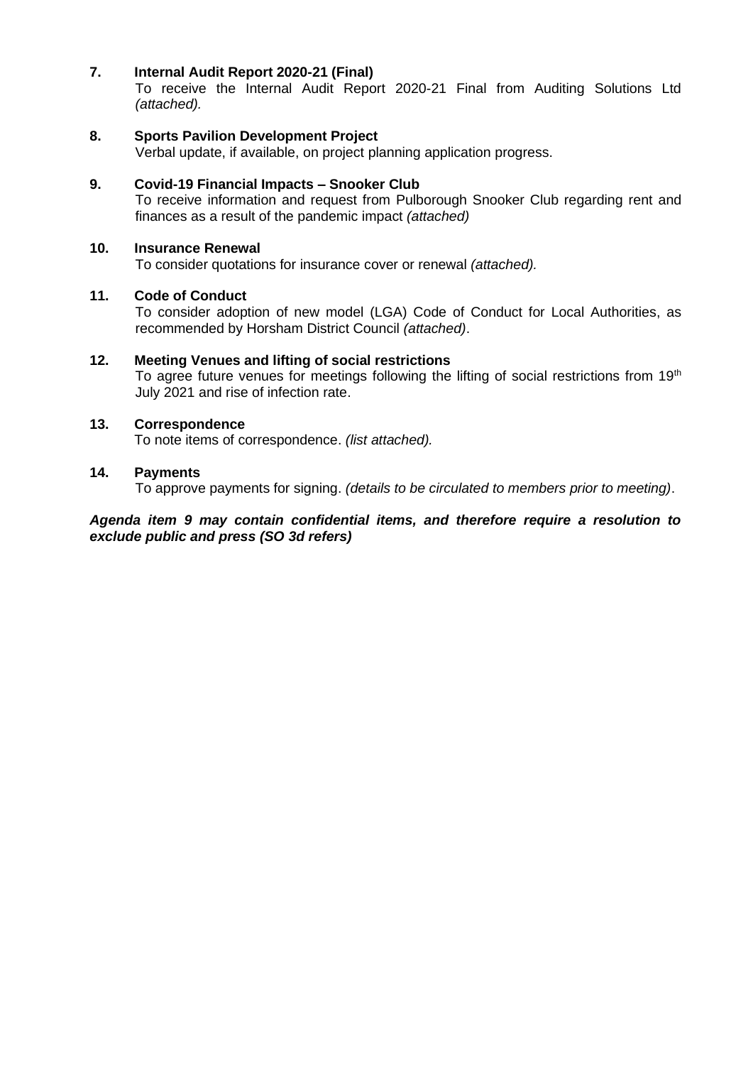**7. Internal Audit Report 2020-21 (Final)**

To receive the Internal Audit Report 2020-21 Final from Auditing Solutions Ltd *(attached).*

**8. Sports Pavilion Development Project**

Verbal update, if available, on project planning application progress.

**9. Covid-19 Financial Impacts – Snooker Club**

To receive information and request from Pulborough Snooker Club regarding rent and finances as a result of the pandemic impact *(attached)*

**10. Insurance Renewal**

To consider quotations for insurance cover or renewal *(attached).*

**11. Code of Conduct**

To consider adoption of new model (LGA) Code of Conduct for Local Authorities, as recommended by Horsham District Council *(attached)*.

**12. Meeting Venues and lifting of social restrictions**

To agree future venues for meetings following the lifting of social restrictions from 19th July 2021 and rise of infection rate.

**13. Correspondence**

To note items of correspondence. *(list attached).*

**14. Payments**

To approve payments for signing. *(details to be circulated to members prior to meeting)*.

***Agenda item 9 may contain confidential items, and therefore require a resolution to exclude public and press (SO 3d refers)***